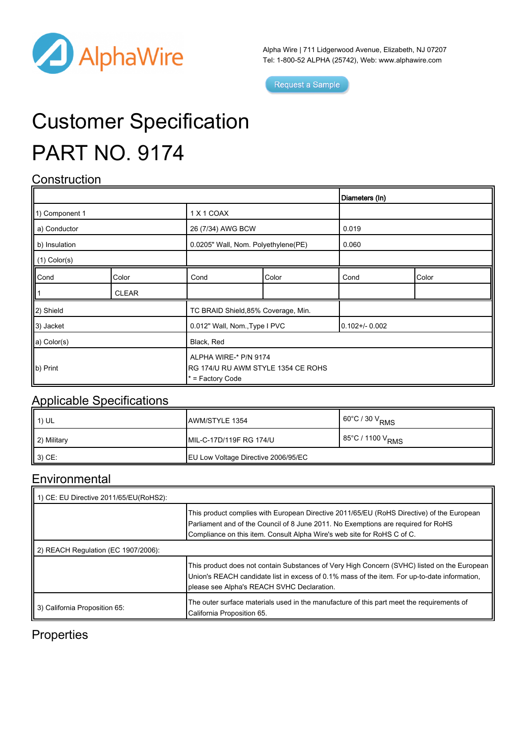AlphaWire

Alpha Wire | 711 Lidgerwood Avenue, Elizabeth, NJ 07207
Tel: 1-800-52 ALPHA (25742), Web: www.alphawire.com

Request a Sample

# Customer Specification

# PART NO. 9174

## Construction

| | | | Diameters (In) | | |
|---|---|---|---|---|---|
| 1) Component 1 | | 1 X 1 COAX | | | |
| a) Conductor | | 26 (7/34) AWG BCW | | 0.019 | |
| b) Insulation | | 0.0205" Wall, Nom. Polyethylene(PE) | | 0.060 | |
| (1) Color(s) | | | | | |
| Cond | Color | Cond | Color | Cond | Color |
| 1 | CLEAR | | | | |
| 2) Shield | | TC BRAID Shield,85% Coverage, Min. | | | |
| 3) Jacket | | 0.012" Wall, Nom.,Type I PVC | | 0.102+/- 0.002 | |
| a) Color(s) | | Black, Red | | | |
| b) Print | | ALPHA WIRE-* P/N 9174<br>RG 174/U RU AWM STYLE 1354 CE ROHS<br>* = Factory Code | | | |

## Applicable Specifications

| | | |
|---|---|---|
| 1) UL | AWM/STYLE 1354 | 60°C / 30 $V_{RMS}$ |
| 2) Military | MIL-C-17D/119F RG 174/U | 85°C / 1100 $V_{RMS}$ |
| 3) CE: | EU Low Voltage Directive 2006/95/EC | |

## Environmental

| | |
|---|---|
| 1) CE: EU Directive 2011/65/EU(RoHS2): | |
| | This product complies with European Directive 2011/65/EU (RoHS Directive) of the European Parliament and of the Council of 8 June 2011. No Exemptions are required for RoHS Compliance on this item. Consult Alpha Wire's web site for RoHS C of C. |
| 2) REACH Regulation (EC 1907/2006): | |
| | This product does not contain Substances of Very High Concern (SVHC) listed on the European Union's REACH candidate list in excess of 0.1% mass of the item. For up-to-date information, please see Alpha's REACH SVHC Declaration. |
| 3) California Proposition 65: | The outer surface materials used in the manufacture of this part meet the requirements of California Proposition 65. |

## Properties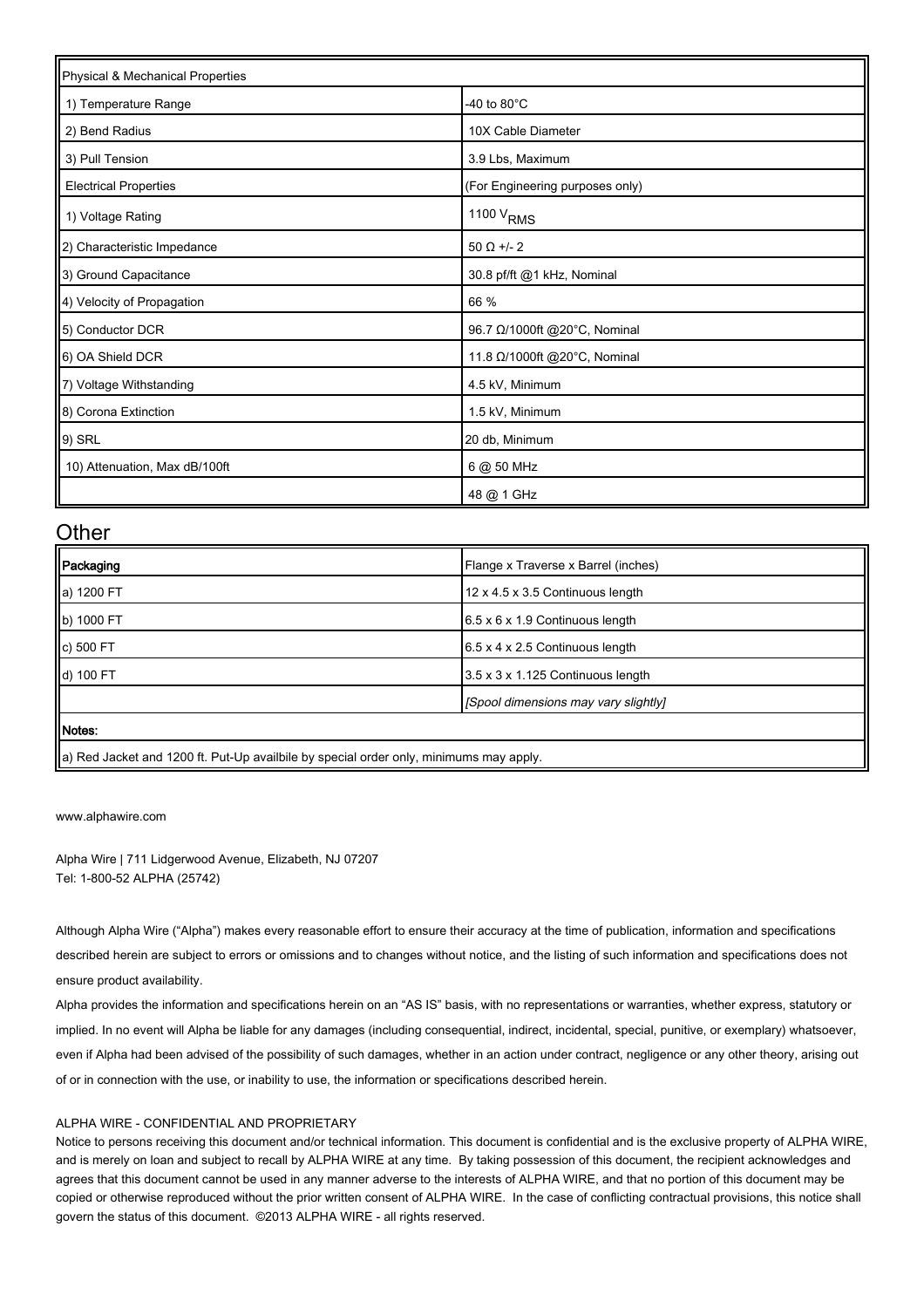| Physical & Mechanical Properties | |
|---|---|
| 1) Temperature Range | -40 to 80°C |
| 2) Bend Radius | 10X Cable Diameter |
| 3) Pull Tension | 3.9 Lbs, Maximum |
| Electrical Properties | (For Engineering purposes only) |
| 1) Voltage Rating | 1100 $V_{RMS}$ |
| 2) Characteristic Impedance | 50 Ω +/- 2 |
| 3) Ground Capacitance | 30.8 pf/ft @1 kHz, Nominal |
| 4) Velocity of Propagation | 66 % |
| 5) Conductor DCR | 96.7 Ω/1000ft @20°C, Nominal |
| 6) OA Shield DCR | 11.8 Ω/1000ft @20°C, Nominal |
| 7) Voltage Withstanding | 4.5 kV, Minimum |
| 8) Corona Extinction | 1.5 kV, Minimum |
| 9) SRL | 20 db, Minimum |
| 10) Attenuation, Max dB/100ft | 6 @ 50 MHz |
| | 48 @ 1 GHz |

## Other

| Packaging | Flange x Traverse x Barrel (inches) |
|---|---|
| a) 1200 FT | 12 x 4.5 x 3.5 Continuous length |
| b) 1000 FT | 6.5 x 6 x 1.9 Continuous length |
| c) 500 FT | 6.5 x 4 x 2.5 Continuous length |
| d) 100 FT | 3.5 x 3 x 1.125 Continuous length |
| | *[Spool dimensions may vary slightly]* |
| **Notes:** | |
| a) Red Jacket and 1200 ft. Put-Up availbile by special order only, minimums may apply. | |

www.alphawire.com

Alpha Wire | 711 Lidgerwood Avenue, Elizabeth, NJ 07207
Tel: 1-800-52 ALPHA (25742)

Although Alpha Wire ("Alpha") makes every reasonable effort to ensure their accuracy at the time of publication, information and specifications described herein are subject to errors or omissions and to changes without notice, and the listing of such information and specifications does not ensure product availability.

Alpha provides the information and specifications herein on an "AS IS" basis, with no representations or warranties, whether express, statutory or implied. In no event will Alpha be liable for any damages (including consequential, indirect, incidental, special, punitive, or exemplary) whatsoever, even if Alpha had been advised of the possibility of such damages, whether in an action under contract, negligence or any other theory, arising out of or in connection with the use, or inability to use, the information or specifications described herein.

ALPHA WIRE - CONFIDENTIAL AND PROPRIETARY
Notice to persons receiving this document and/or technical information. This document is confidential and is the exclusive property of ALPHA WIRE, and is merely on loan and subject to recall by ALPHA WIRE at any time. By taking possession of this document, the recipient acknowledges and agrees that this document cannot be used in any manner adverse to the interests of ALPHA WIRE, and that no portion of this document may be copied or otherwise reproduced without the prior written consent of ALPHA WIRE. In the case of conflicting contractual provisions, this notice shall govern the status of this document. ©2013 ALPHA WIRE - all rights reserved.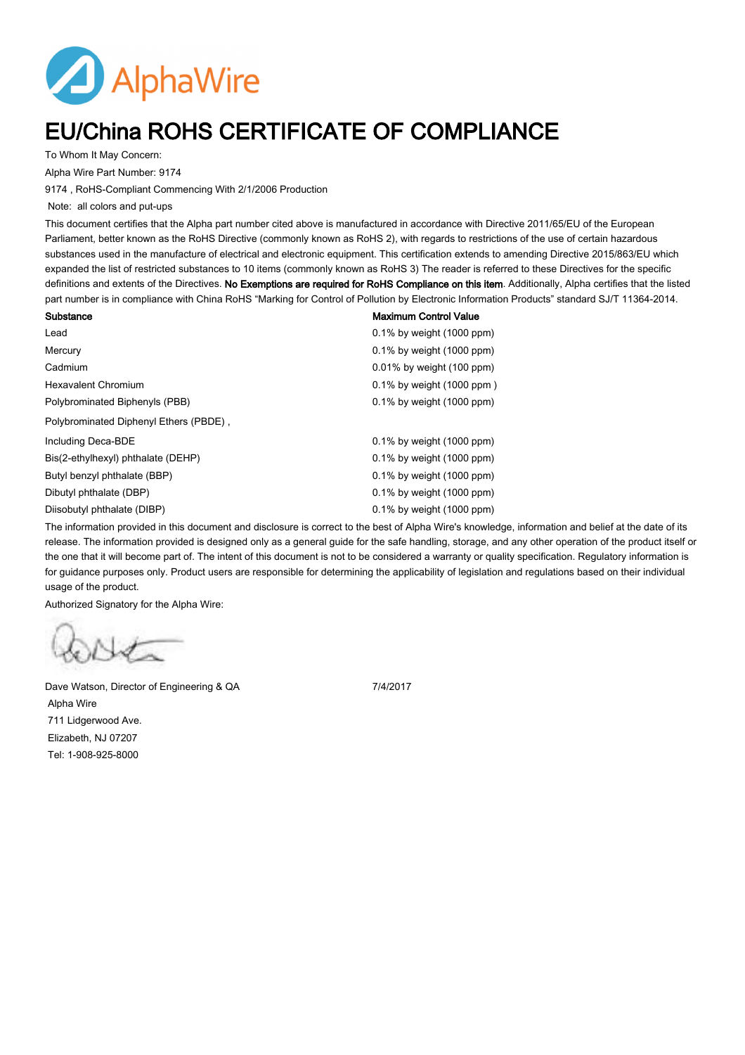AlphaWire

# EU/China ROHS CERTIFICATE OF COMPLIANCE

To Whom It May Concern:

Alpha Wire Part Number: 9174

9174 , RoHS-Compliant Commencing With 2/1/2006 Production

Note: all colors and put-ups

This document certifies that the Alpha part number cited above is manufactured in accordance with Directive 2011/65/EU of the European Parliament, better known as the RoHS Directive (commonly known as RoHS 2), with regards to restrictions of the use of certain hazardous substances used in the manufacture of electrical and electronic equipment. This certification extends to amending Directive 2015/863/EU which expanded the list of restricted substances to 10 items (commonly known as RoHS 3) The reader is referred to these Directives for the specific definitions and extents of the Directives. **No Exemptions are required for RoHS Compliance on this item**. Additionally, Alpha certifies that the listed part number is in compliance with China RoHS "Marking for Control of Pollution by Electronic Information Products" standard SJ/T 11364-2014.

| Substance | Maximum Control Value |
|---|---|
| Lead | 0.1% by weight (1000 ppm) |
| Mercury | 0.1% by weight (1000 ppm) |
| Cadmium | 0.01% by weight (100 ppm) |
| Hexavalent Chromium | 0.1% by weight (1000 ppm ) |
| Polybrominated Biphenyls (PBB) | 0.1% by weight (1000 ppm) |
| Polybrominated Diphenyl Ethers (PBDE) , | |
| Including Deca-BDE | 0.1% by weight (1000 ppm) |
| Bis(2-ethylhexyl) phthalate (DEHP) | 0.1% by weight (1000 ppm) |
| Butyl benzyl phthalate (BBP) | 0.1% by weight (1000 ppm) |
| Dibutyl phthalate (DBP) | 0.1% by weight (1000 ppm) |
| Diisobutyl phthalate (DIBP) | 0.1% by weight (1000 ppm) |

The information provided in this document and disclosure is correct to the best of Alpha Wire's knowledge, information and belief at the date of its release. The information provided is designed only as a general guide for the safe handling, storage, and any other operation of the product itself or the one that it will become part of. The intent of this document is not to be considered a warranty or quality specification. Regulatory information is for guidance purposes only. Product users are responsible for determining the applicability of legislation and regulations based on their individual usage of the product.

Authorized Signatory for the Alpha Wire:

Dave Watson, Director of Engineering & QA — 7/4/2017

Alpha Wire
711 Lidgerwood Ave.
Elizabeth, NJ 07207
Tel: 1-908-925-8000